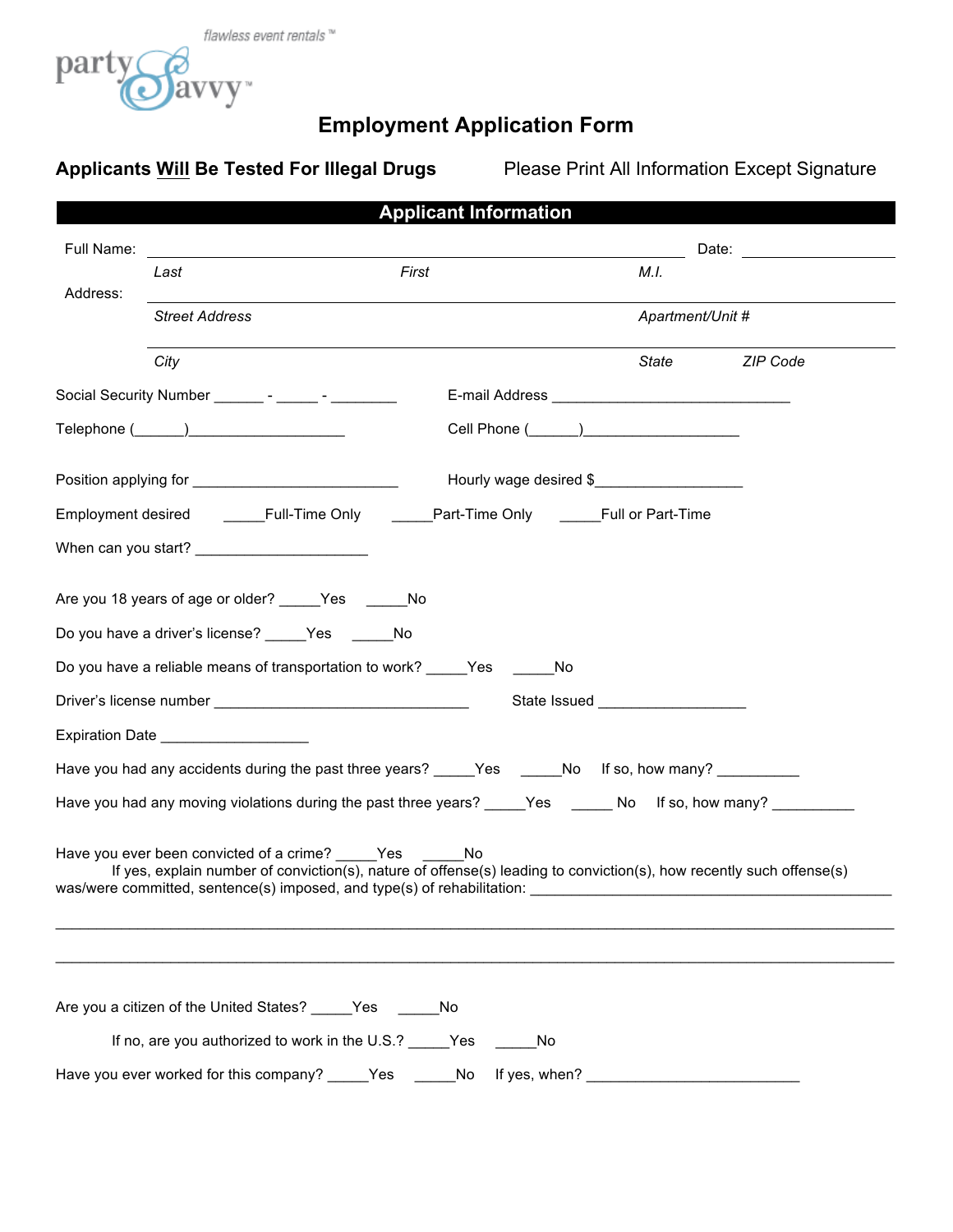party Savvy™ *flawless event rentals™*

# Employment Application Form

**Applicants Will Be Tested For Illegal Drugs** Please Print All Information Except Signature

## Applicant Information

Full Name: ______________________________________________ Date: ______________

*Last* *First* *M.I.*

Address: ______________________________________________

*Street Address* *Apartment/Unit #*

______________________________________________

*City* *State* *ZIP Code*

Social Security Number ______ - _____ - ________ E-mail Address ______________________________

Telephone (______)___________________ Cell Phone (______)___________________

Position applying for _________________________ Hourly wage desired $__________________

Employment desired _____Full-Time Only _____Part-Time Only _____Full or Part-Time

When can you start? _____________________

Are you 18 years of age or older? _____Yes _____No

Do you have a driver's license? _____Yes _____No

Do you have a reliable means of transportation to work? _____Yes _____No

Driver's license number _______________________________ State Issued __________________

Expiration Date __________________

Have you had any accidents during the past three years? _____Yes _____No If so, how many? __________

Have you had any moving violations during the past three years? _____Yes _____ No If so, how many? __________

Have you ever been convicted of a crime? _____Yes _____No

If yes, explain number of conviction(s), nature of offense(s) leading to conviction(s), how recently such offense(s) was/were committed, sentence(s) imposed, and type(s) of rehabilitation: ____________________________________________

__________________________________________________________________________________________

__________________________________________________________________________________________

Are you a citizen of the United States? _____Yes _____No

If no, are you authorized to work in the U.S.? _____Yes _____No

Have you ever worked for this company? _____Yes _____No If yes, when? _________________________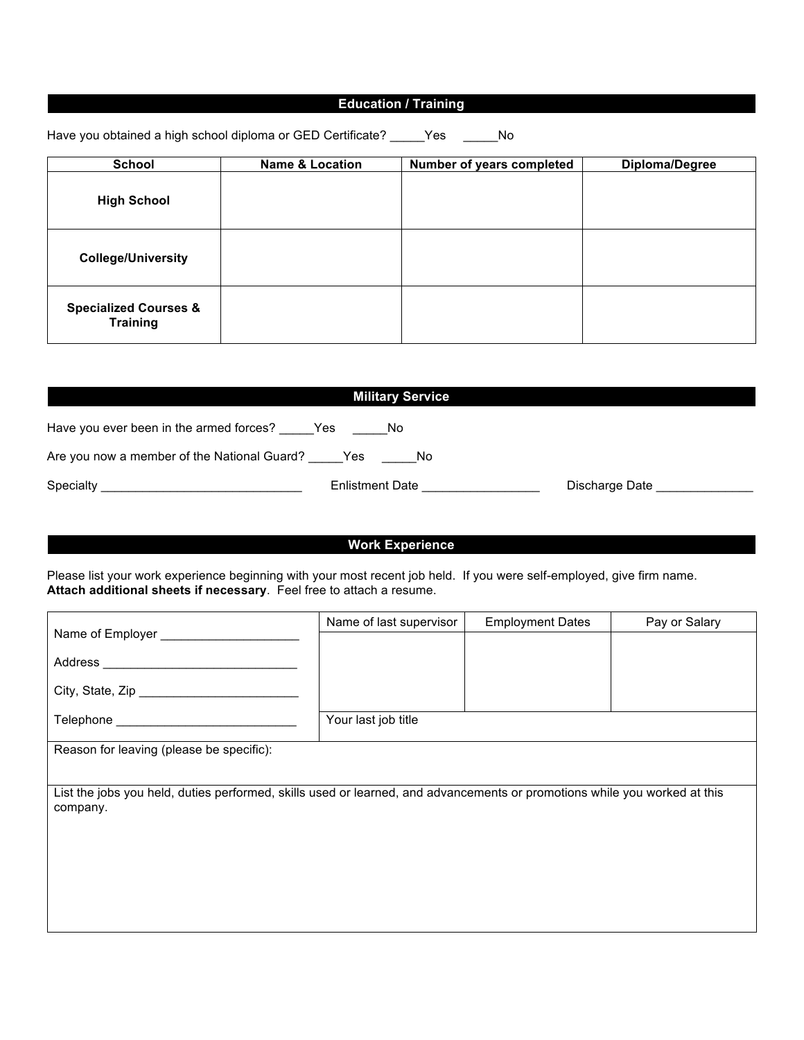## Education / Training

Have you obtained a high school diploma or GED Certificate? _____Yes _____No

| School | Name & Location | Number of years completed | Diploma/Degree |
|---|---|---|---|
| **High School** | | | |
| **College/University** | | | |
| **Specialized Courses & Training** | | | |

## Military Service

Have you ever been in the armed forces? _____Yes _____No

Are you now a member of the National Guard? _____Yes _____No

Specialty _____________________________ Enlistment Date _________________ Discharge Date ______________

## Work Experience

Please list your work experience beginning with your most recent job held. If you were self-employed, give firm name. **Attach additional sheets if necessary**. Feel free to attach a resume.

| Name of Employer ____________________<br>Address ____________________________<br>City, State, Zip _______________________<br>Telephone __________________________ | Name of last supervisor | Employment Dates | Pay or Salary |
|---|---|---|---|
| | Your last job title | | |
| Reason for leaving (please be specific): | | | |
| List the jobs you held, duties performed, skills used or learned, and advancements or promotions while you worked at this company. | | | |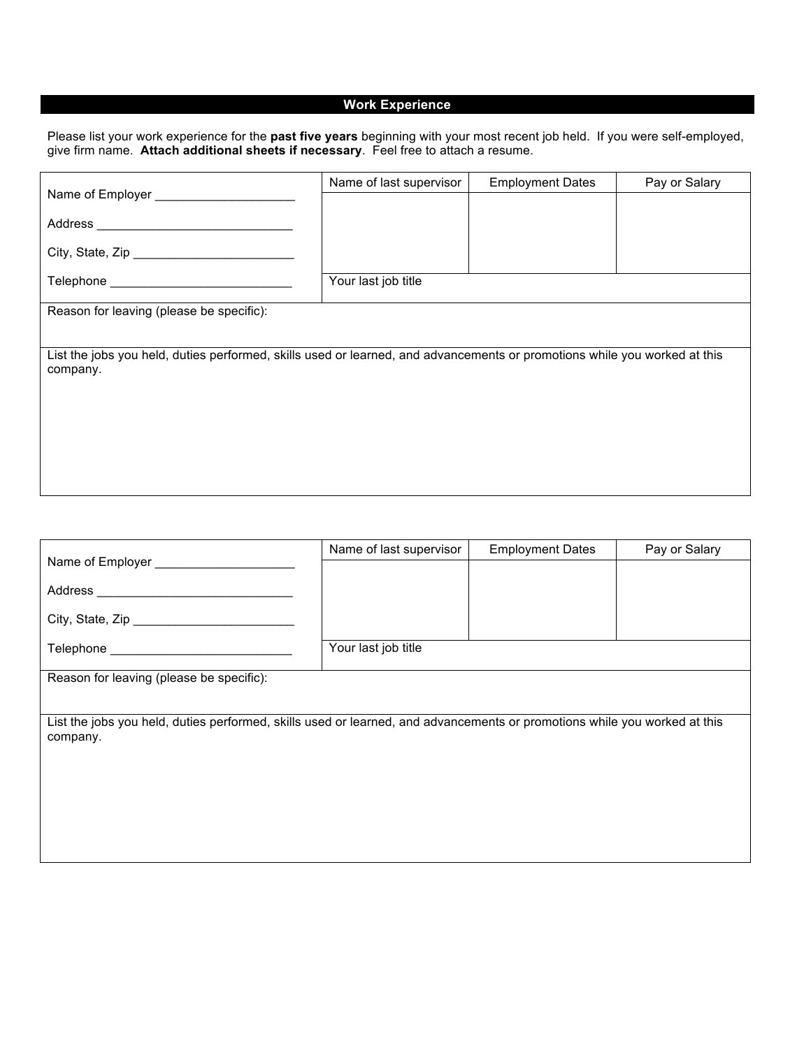## Work Experience

Please list your work experience for the **past five years** beginning with your most recent job held. If you were self-employed, give firm name. **Attach additional sheets if necessary**. Feel free to attach a resume.

| Name of Employer ____________________<br><br>Address ____________________________<br><br>City, State, Zip _______________________<br><br>Telephone __________________________ | Name of last supervisor | Employment Dates | Pay or Salary |
|---|---|---|---|
| | | | |
| | Your last job title | | |
| Reason for leaving (please be specific): | | | |
| List the jobs you held, duties performed, skills used or learned, and advancements or promotions while you worked at this company. | | | |

| Name of Employer ____________________<br><br>Address ____________________________<br><br>City, State, Zip _______________________<br><br>Telephone __________________________ | Name of last supervisor | Employment Dates | Pay or Salary |
|---|---|---|---|
| | | | |
| | Your last job title | | |
| Reason for leaving (please be specific): | | | |
| List the jobs you held, duties performed, skills used or learned, and advancements or promotions while you worked at this company. | | | |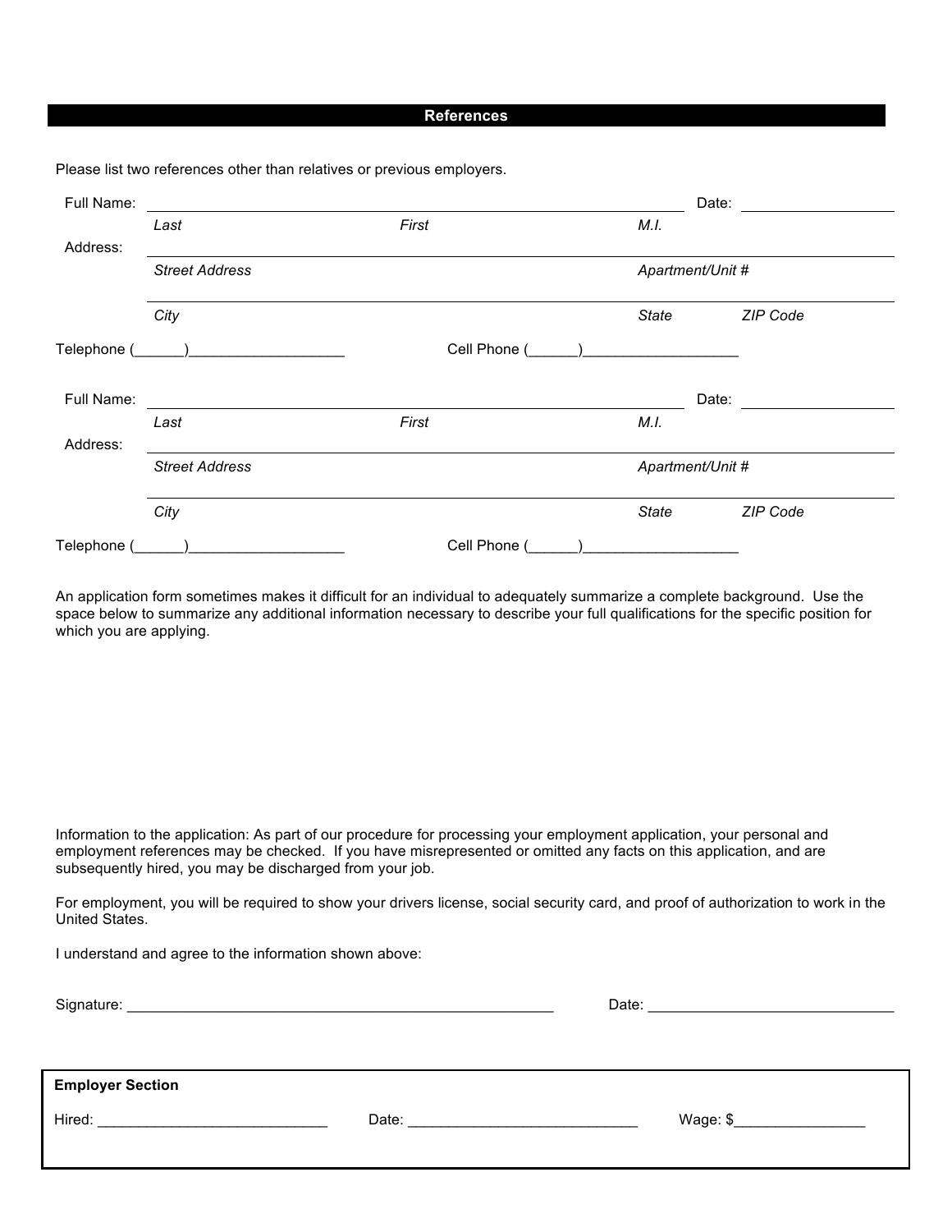## References

Please list two references other than relatives or previous employers.

Full Name: ______________________________________________ Date: ________________

*Last* *First* *M.I.*

Address: ______________________________________________

*Street Address* *Apartment/Unit #*

______________________________________________

*City* *State* *ZIP Code*

Telephone (______)___________________ Cell Phone (______)___________________

Full Name: ______________________________________________ Date: ________________

*Last* *First* *M.I.*

Address: ______________________________________________

*Street Address* *Apartment/Unit #*

______________________________________________

*City* *State* *ZIP Code*

Telephone (______)___________________ Cell Phone (______)___________________

An application form sometimes makes it difficult for an individual to adequately summarize a complete background. Use the space below to summarize any additional information necessary to describe your full qualifications for the specific position for which you are applying.

Information to the application: As part of our procedure for processing your employment application, your personal and employment references may be checked. If you have misrepresented or omitted any facts on this application, and are subsequently hired, you may be discharged from your job.

For employment, you will be required to show your drivers license, social security card, and proof of authorization to work in the United States.

I understand and agree to the information shown above:

Signature: ______________________________________________ Date: ______________________________

**Employer Section**

Hired: ____________________________ Date: ____________________________ Wage: $________________